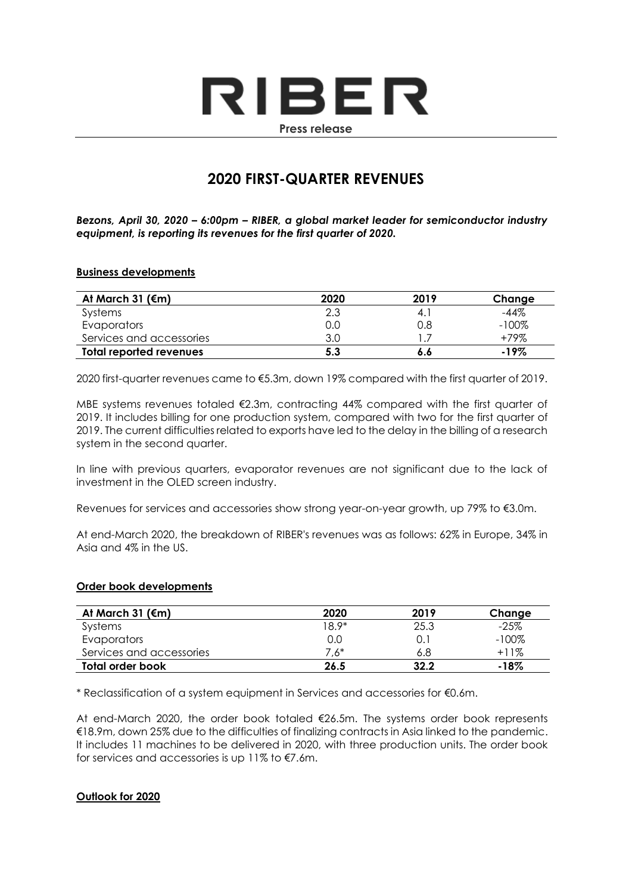# RIBER

**Press release**

## 2020 FIRST-QUARTER REVENUES

***Bezons, April 30, 2020 – 6:00pm – RIBER, a global market leader for semiconductor industry equipment, is reporting its revenues for the first quarter of 2020.***

### Business developments

| At March 31 (€m) | 2020 | 2019 | Change |
|---|---|---|---|
| Systems | 2.3 | 4.1 | -44% |
| Evaporators | 0.0 | 0.8 | -100% |
| Services and accessories | 3.0 | 1.7 | +79% |
| **Total reported revenues** | **5.3** | **6.6** | **-19%** |

2020 first-quarter revenues came to €5.3m, down 19% compared with the first quarter of 2019.

MBE systems revenues totaled €2.3m, contracting 44% compared with the first quarter of 2019. It includes billing for one production system, compared with two for the first quarter of 2019. The current difficulties related to exports have led to the delay in the billing of a research system in the second quarter.

In line with previous quarters, evaporator revenues are not significant due to the lack of investment in the OLED screen industry.

Revenues for services and accessories show strong year-on-year growth, up 79% to €3.0m.

At end-March 2020, the breakdown of RIBER's revenues was as follows: 62% in Europe, 34% in Asia and 4% in the US.

### Order book developments

| At March 31 (€m) | 2020 | 2019 | Change |
|---|---|---|---|
| Systems | 18.9* | 25.3 | -25% |
| Evaporators | 0.0 | 0.1 | -100% |
| Services and accessories | 7.6* | 6.8 | +11% |
| **Total order book** | **26.5** | **32.2** | **-18%** |

\* Reclassification of a system equipment in Services and accessories for €0.6m.

At end-March 2020, the order book totaled €26.5m. The systems order book represents €18.9m, down 25% due to the difficulties of finalizing contracts in Asia linked to the pandemic. It includes 11 machines to be delivered in 2020, with three production units. The order book for services and accessories is up 11% to €7.6m.

### Outlook for 2020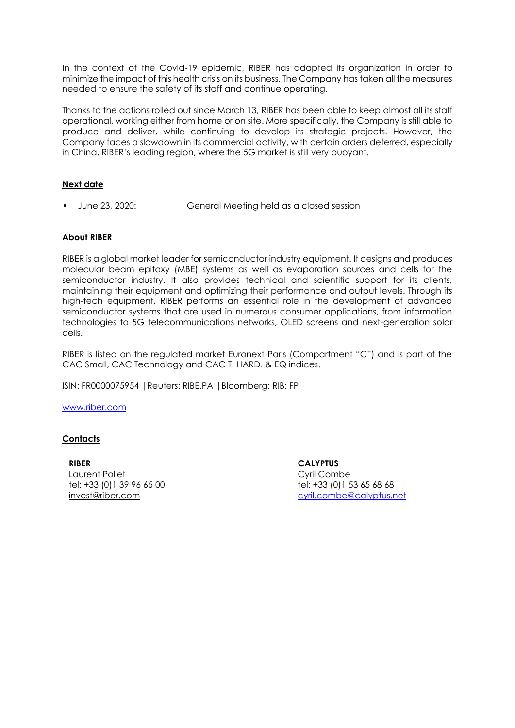In the context of the Covid-19 epidemic, RIBER has adapted its organization in order to minimize the impact of this health crisis on its business. The Company has taken all the measures needed to ensure the safety of its staff and continue operating.

Thanks to the actions rolled out since March 13, RIBER has been able to keep almost all its staff operational, working either from home or on site. More specifically, the Company is still able to produce and deliver, while continuing to develop its strategic projects. However, the Company faces a slowdown in its commercial activity, with certain orders deferred, especially in China, RIBER's leading region, where the 5G market is still very buoyant.

## Next date

- June 23, 2020: General Meeting held as a closed session

## About RIBER

RIBER is a global market leader for semiconductor industry equipment. It designs and produces molecular beam epitaxy (MBE) systems as well as evaporation sources and cells for the semiconductor industry. It also provides technical and scientific support for its clients, maintaining their equipment and optimizing their performance and output levels. Through its high-tech equipment, RIBER performs an essential role in the development of advanced semiconductor systems that are used in numerous consumer applications, from information technologies to 5G telecommunications networks, OLED screens and next-generation solar cells.

RIBER is listed on the regulated market Euronext Paris (Compartment "C") and is part of the CAC Small, CAC Technology and CAC T. HARD. & EQ indices.

ISIN: FR0000075954 | Reuters: RIBE.PA | Bloomberg: RIB: FP

www.riber.com

## Contacts

**RIBER**
Laurent Pollet
tel: +33 (0)1 39 96 65 00
invest@riber.com

**CALYPTUS**
Cyril Combe
tel: +33 (0)1 53 65 68 68
cyril.combe@calyptus.net